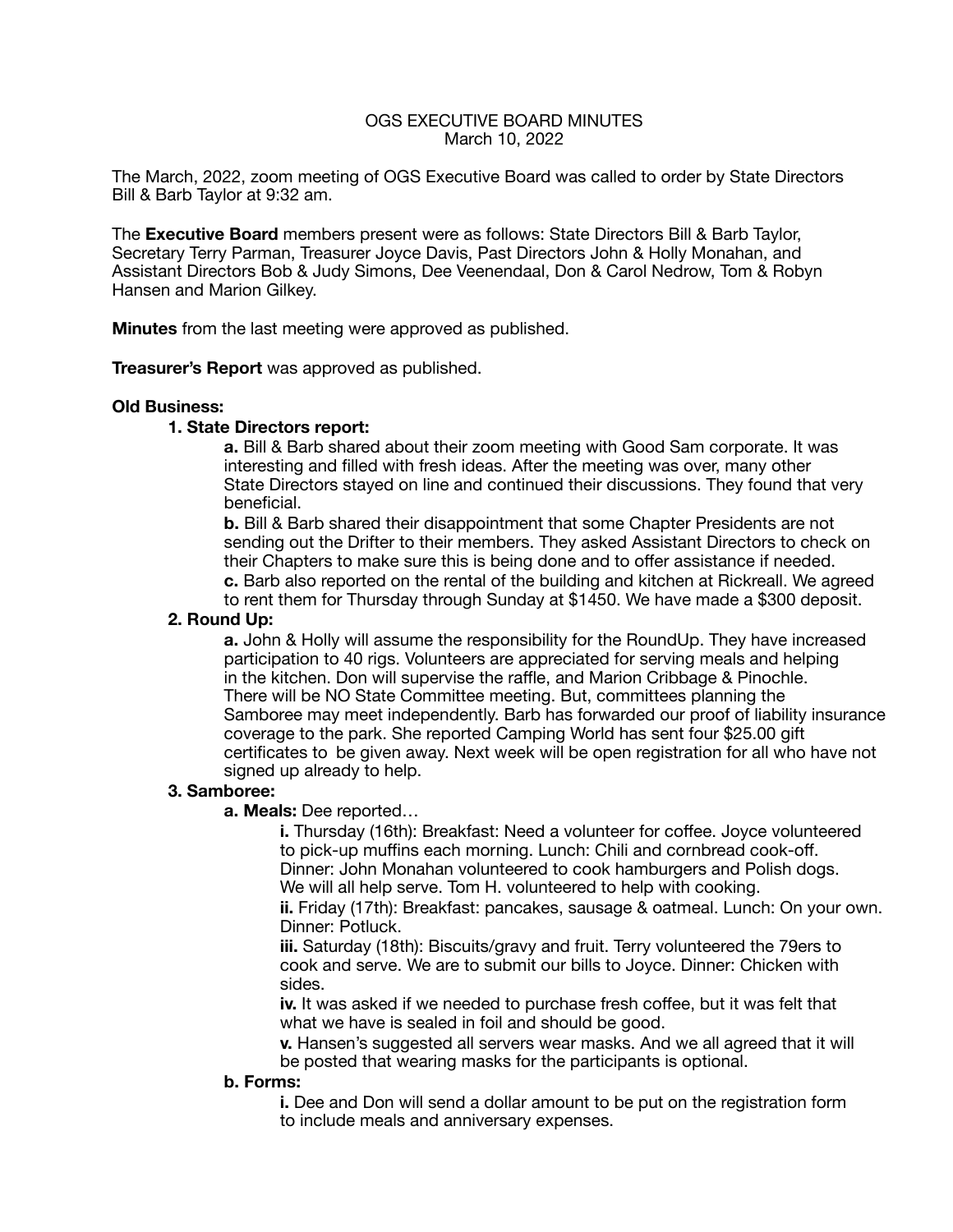# OGS EXECUTIVE BOARD MINUTES

March 10, 2022

The March, 2022, zoom meeting of OGS Executive Board was called to order by State Directors Bill & Barb Taylor at 9:32 am.

The **Executive Board** members present were as follows: State Directors Bill & Barb Taylor, Secretary Terry Parman, Treasurer Joyce Davis, Past Directors John & Holly Monahan, and Assistant Directors Bob & Judy Simons, Dee Veenendaal, Don & Carol Nedrow, Tom & Robyn Hansen and Marion Gilkey.

**Minutes** from the last meeting were approved as published.

**Treasurer's Report** was approved as published.

**Old Business:**

**1. State Directors report:**

**a.** Bill & Barb shared about their zoom meeting with Good Sam corporate. It was interesting and filled with fresh ideas. After the meeting was over, many other State Directors stayed on line and continued their discussions. They found that very beneficial.

**b.** Bill & Barb shared their disappointment that some Chapter Presidents are not sending out the Drifter to their members. They asked Assistant Directors to check on their Chapters to make sure this is being done and to offer assistance if needed.

**c.** Barb also reported on the rental of the building and kitchen at Rickreall. We agreed to rent them for Thursday through Sunday at $1450. We have made a $300 deposit.

**2. Round Up:**

**a.** John & Holly will assume the responsibility for the RoundUp. They have increased participation to 40 rigs. Volunteers are appreciated for serving meals and helping in the kitchen. Don will supervise the raffle, and Marion Cribbage & Pinochle. There will be NO State Committee meeting. But, committees planning the Samboree may meet independently. Barb has forwarded our proof of liability insurance coverage to the park. She reported Camping World has sent four $25.00 gift certificates to be given away. Next week will be open registration for all who have not signed up already to help.

**3. Samboree:**

**a. Meals:** Dee reported…

**i.** Thursday (16th): Breakfast: Need a volunteer for coffee. Joyce volunteered to pick-up muffins each morning. Lunch: Chili and cornbread cook-off. Dinner: John Monahan volunteered to cook hamburgers and Polish dogs. We will all help serve. Tom H. volunteered to help with cooking.

**ii.** Friday (17th): Breakfast: pancakes, sausage & oatmeal. Lunch: On your own. Dinner: Potluck.

**iii.** Saturday (18th): Biscuits/gravy and fruit. Terry volunteered the 79ers to cook and serve. We are to submit our bills to Joyce. Dinner: Chicken with sides.

**iv.** It was asked if we needed to purchase fresh coffee, but it was felt that what we have is sealed in foil and should be good.

**v.** Hansen's suggested all servers wear masks. And we all agreed that it will be posted that wearing masks for the participants is optional.

**b. Forms:**

**i.** Dee and Don will send a dollar amount to be put on the registration form to include meals and anniversary expenses.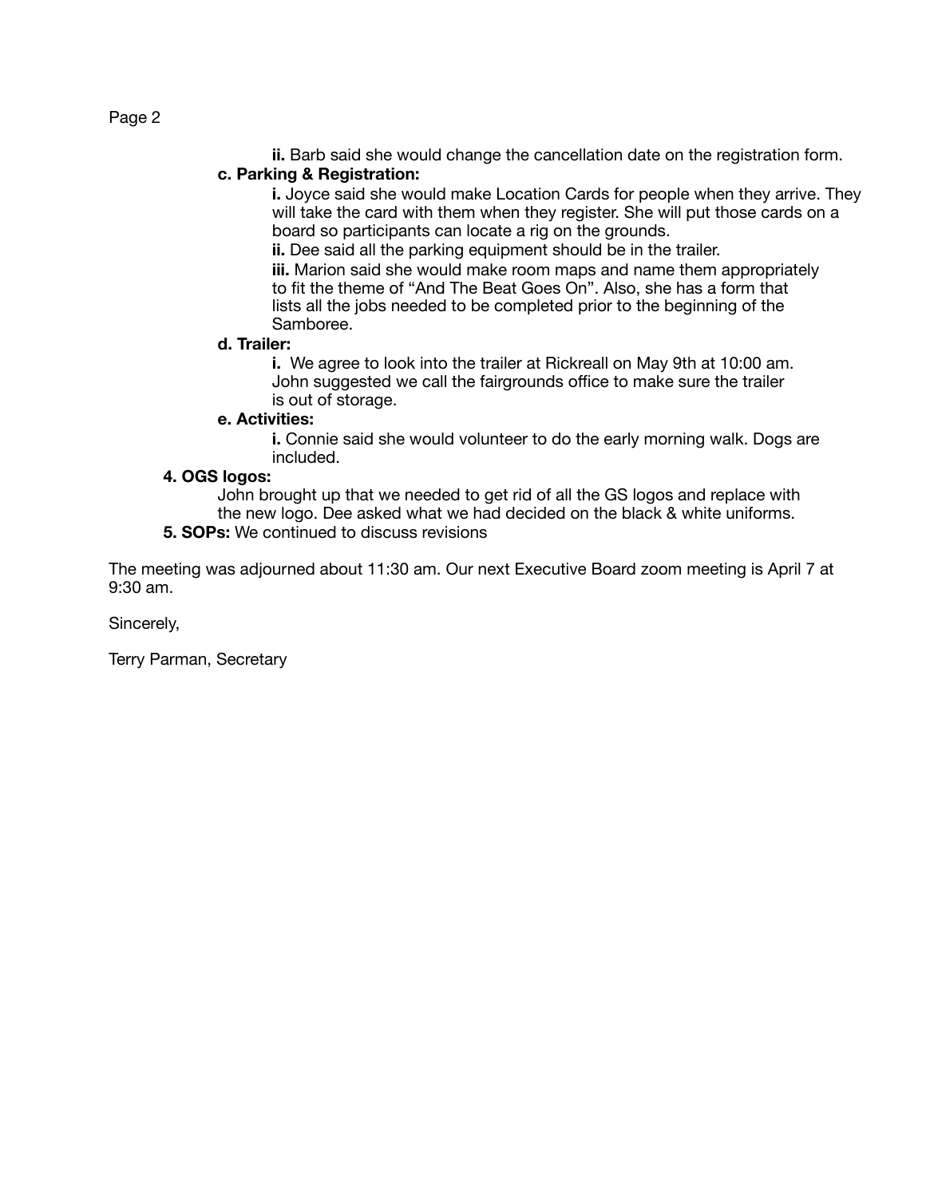**ii.** Barb said she would change the cancellation date on the registration form.

**c. Parking & Registration:**

**i.** Joyce said she would make Location Cards for people when they arrive. They will take the card with them when they register. She will put those cards on a board so participants can locate a rig on the grounds.

**ii.** Dee said all the parking equipment should be in the trailer.

**iii.** Marion said she would make room maps and name them appropriately to fit the theme of "And The Beat Goes On". Also, she has a form that lists all the jobs needed to be completed prior to the beginning of the Samboree.

**d. Trailer:**

**i.** We agree to look into the trailer at Rickreall on May 9th at 10:00 am. John suggested we call the fairgrounds office to make sure the trailer is out of storage.

**e. Activities:**

**i.** Connie said she would volunteer to do the early morning walk. Dogs are included.

**4. OGS logos:**

John brought up that we needed to get rid of all the GS logos and replace with the new logo. Dee asked what we had decided on the black & white uniforms.

**5. SOPs:** We continued to discuss revisions

The meeting was adjourned about 11:30 am. Our next Executive Board zoom meeting is April 7 at 9:30 am.

Sincerely,

Terry Parman, Secretary